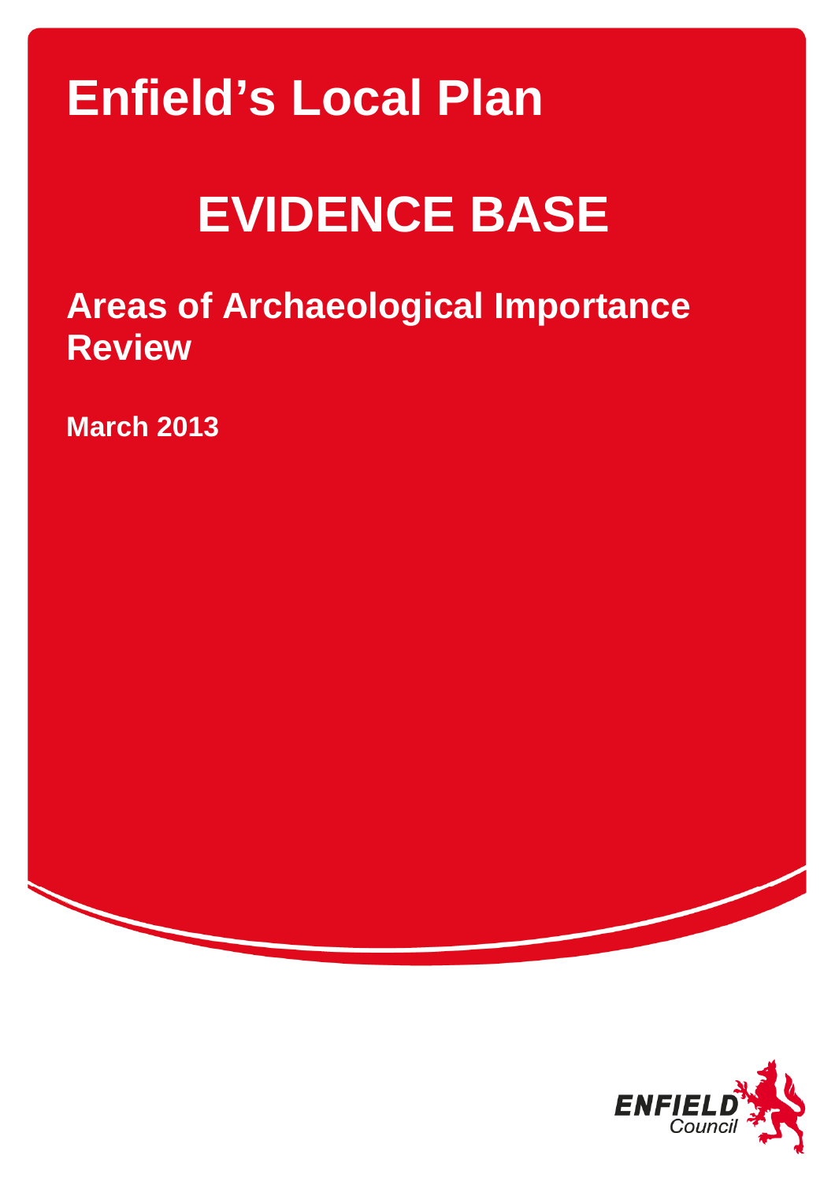# Enfield's Local Plan

# EVIDENCE BASE

## Areas of Archaeological Importance Review

**March 2013**

ENFIELD Council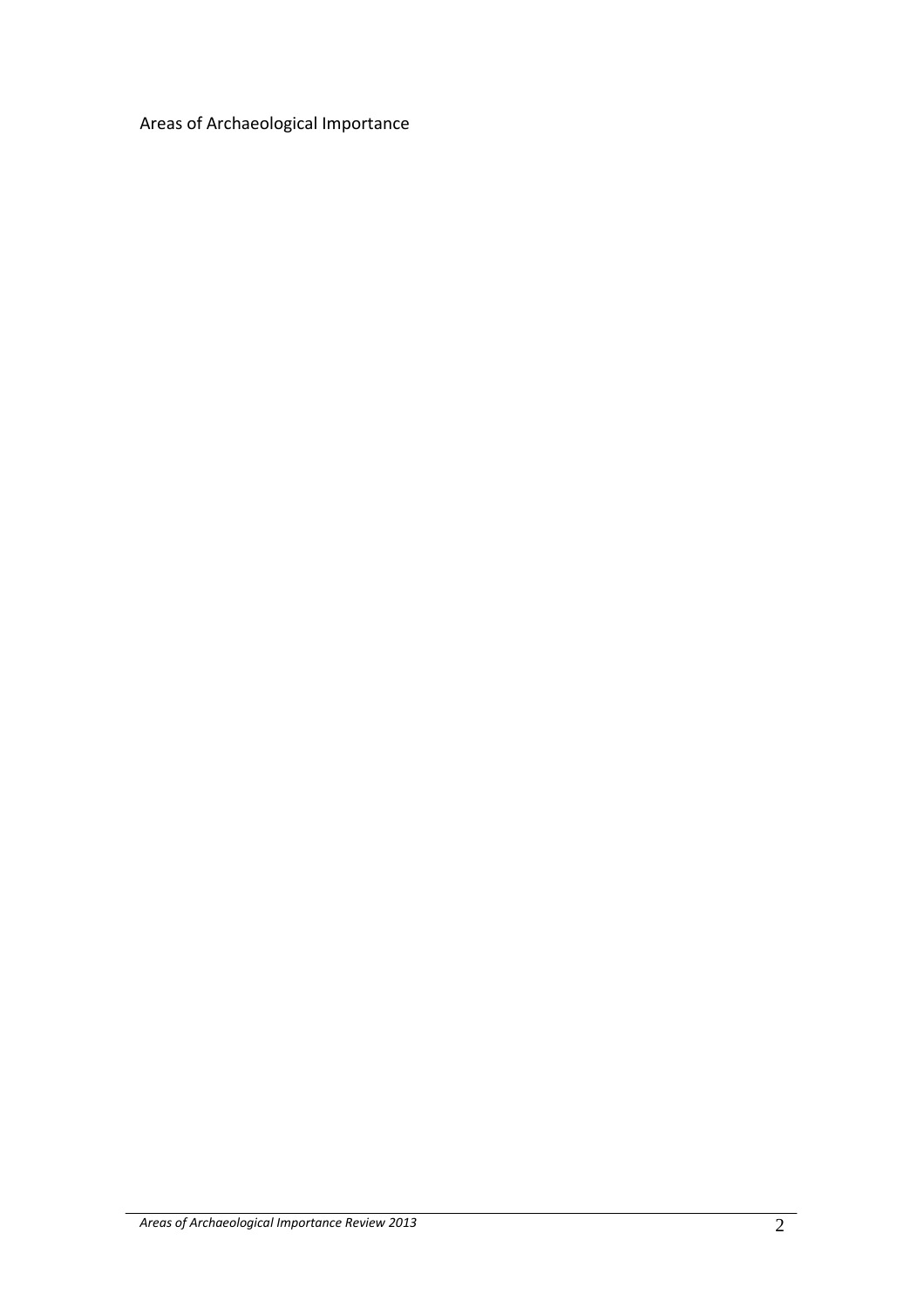Areas of Archaeological Importance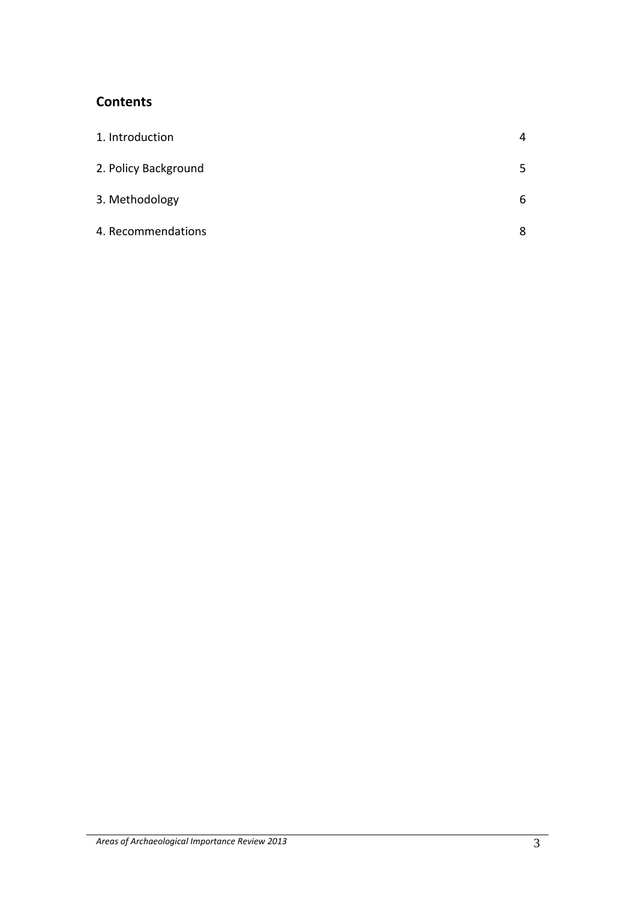## Contents

| | |
|---|---|
| 1. Introduction | 4 |
| 2. Policy Background | 5 |
| 3. Methodology | 6 |
| 4. Recommendations | 8 |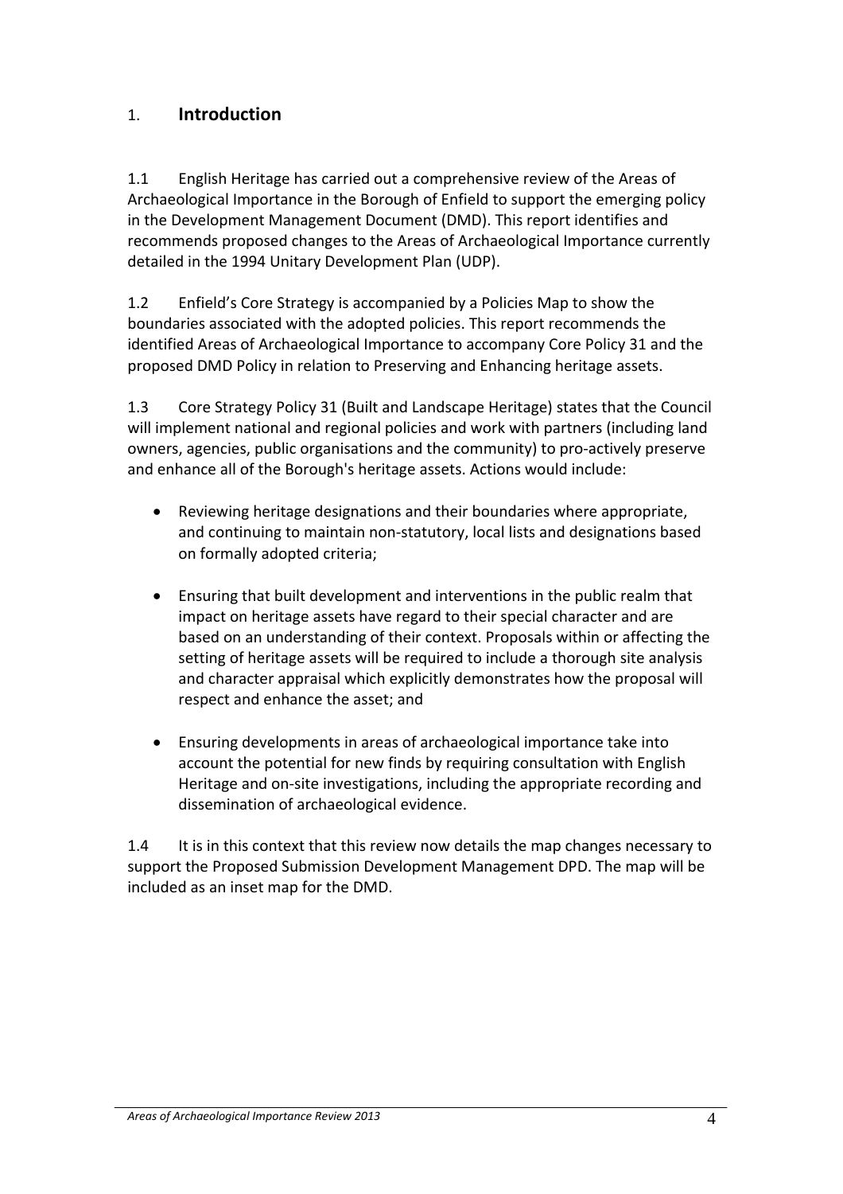# 1. Introduction

1.1 English Heritage has carried out a comprehensive review of the Areas of Archaeological Importance in the Borough of Enfield to support the emerging policy in the Development Management Document (DMD). This report identifies and recommends proposed changes to the Areas of Archaeological Importance currently detailed in the 1994 Unitary Development Plan (UDP).

1.2 Enfield's Core Strategy is accompanied by a Policies Map to show the boundaries associated with the adopted policies. This report recommends the identified Areas of Archaeological Importance to accompany Core Policy 31 and the proposed DMD Policy in relation to Preserving and Enhancing heritage assets.

1.3 Core Strategy Policy 31 (Built and Landscape Heritage) states that the Council will implement national and regional policies and work with partners (including land owners, agencies, public organisations and the community) to pro-actively preserve and enhance all of the Borough's heritage assets. Actions would include:

- Reviewing heritage designations and their boundaries where appropriate, and continuing to maintain non-statutory, local lists and designations based on formally adopted criteria;
- Ensuring that built development and interventions in the public realm that impact on heritage assets have regard to their special character and are based on an understanding of their context. Proposals within or affecting the setting of heritage assets will be required to include a thorough site analysis and character appraisal which explicitly demonstrates how the proposal will respect and enhance the asset; and
- Ensuring developments in areas of archaeological importance take into account the potential for new finds by requiring consultation with English Heritage and on-site investigations, including the appropriate recording and dissemination of archaeological evidence.

1.4 It is in this context that this review now details the map changes necessary to support the Proposed Submission Development Management DPD. The map will be included as an inset map for the DMD.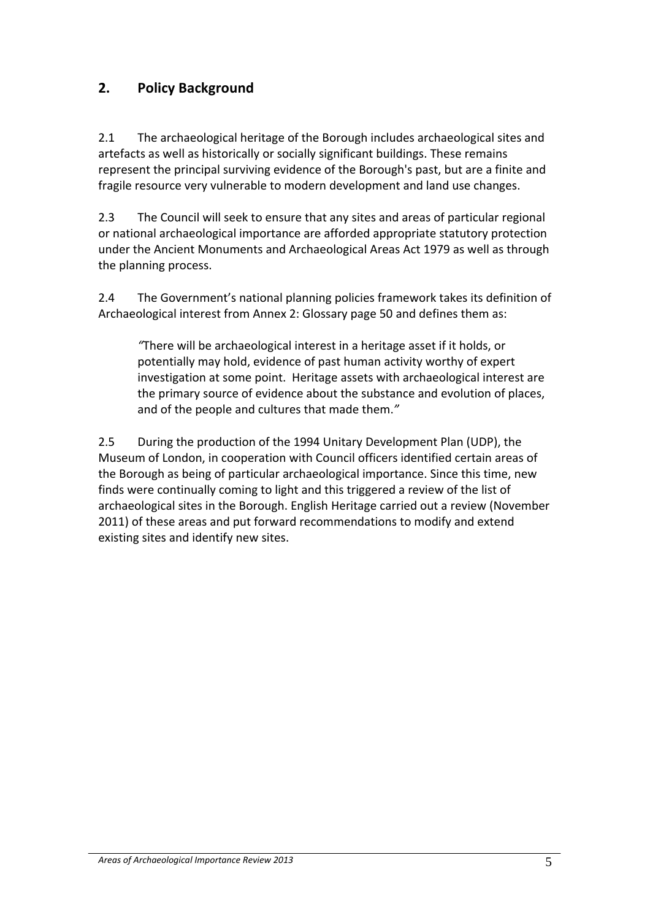## 2. Policy Background

2.1 The archaeological heritage of the Borough includes archaeological sites and artefacts as well as historically or socially significant buildings. These remains represent the principal surviving evidence of the Borough's past, but are a finite and fragile resource very vulnerable to modern development and land use changes.

2.3 The Council will seek to ensure that any sites and areas of particular regional or national archaeological importance are afforded appropriate statutory protection under the Ancient Monuments and Archaeological Areas Act 1979 as well as through the planning process.

2.4 The Government's national planning policies framework takes its definition of Archaeological interest from Annex 2: Glossary page 50 and defines them as:

> *"There will be archaeological interest in a heritage asset if it holds, or potentially may hold, evidence of past human activity worthy of expert investigation at some point. Heritage assets with archaeological interest are the primary source of evidence about the substance and evolution of places, and of the people and cultures that made them."*

2.5 During the production of the 1994 Unitary Development Plan (UDP), the Museum of London, in cooperation with Council officers identified certain areas of the Borough as being of particular archaeological importance. Since this time, new finds were continually coming to light and this triggered a review of the list of archaeological sites in the Borough. English Heritage carried out a review (November 2011) of these areas and put forward recommendations to modify and extend existing sites and identify new sites.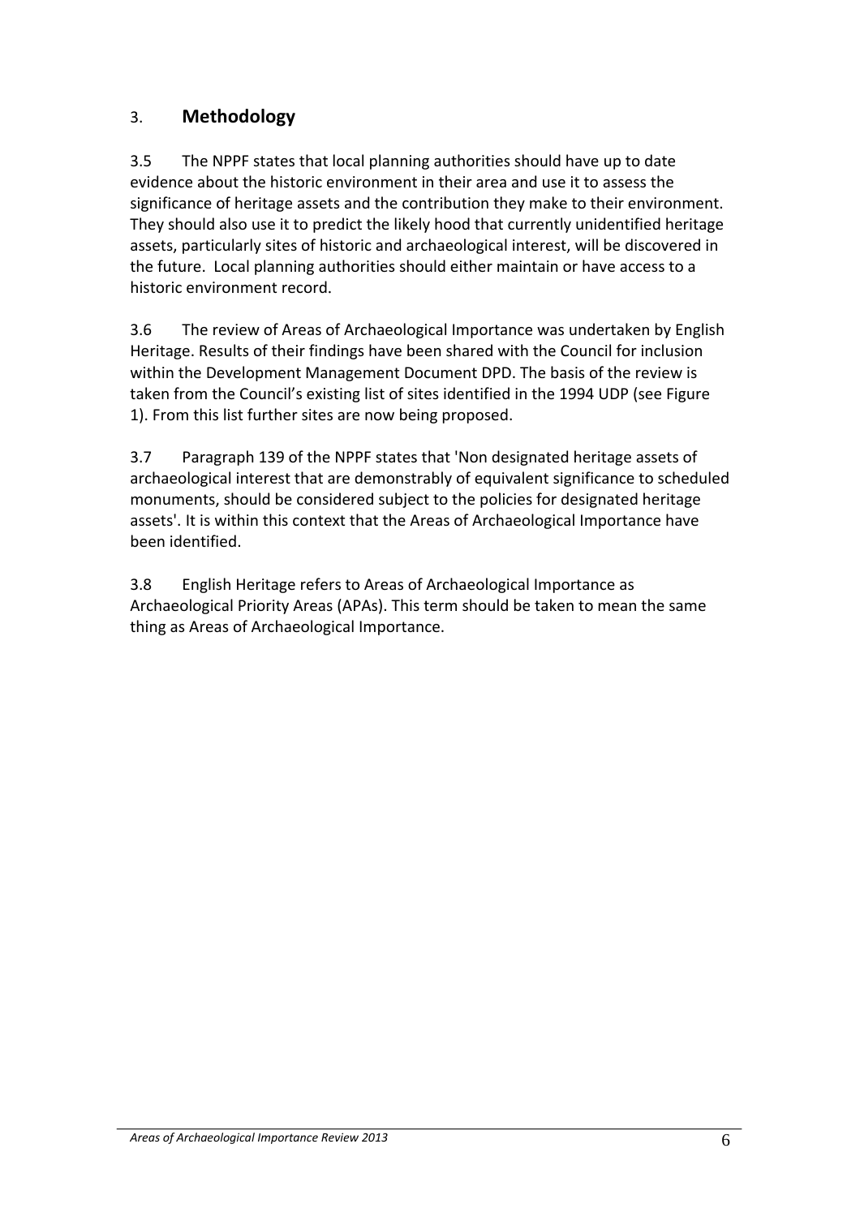# 3. Methodology

3.5 The NPPF states that local planning authorities should have up to date evidence about the historic environment in their area and use it to assess the significance of heritage assets and the contribution they make to their environment. They should also use it to predict the likely hood that currently unidentified heritage assets, particularly sites of historic and archaeological interest, will be discovered in the future. Local planning authorities should either maintain or have access to a historic environment record.

3.6 The review of Areas of Archaeological Importance was undertaken by English Heritage. Results of their findings have been shared with the Council for inclusion within the Development Management Document DPD. The basis of the review is taken from the Council's existing list of sites identified in the 1994 UDP (see Figure 1). From this list further sites are now being proposed.

3.7 Paragraph 139 of the NPPF states that 'Non designated heritage assets of archaeological interest that are demonstrably of equivalent significance to scheduled monuments, should be considered subject to the policies for designated heritage assets'. It is within this context that the Areas of Archaeological Importance have been identified.

3.8 English Heritage refers to Areas of Archaeological Importance as Archaeological Priority Areas (APAs). This term should be taken to mean the same thing as Areas of Archaeological Importance.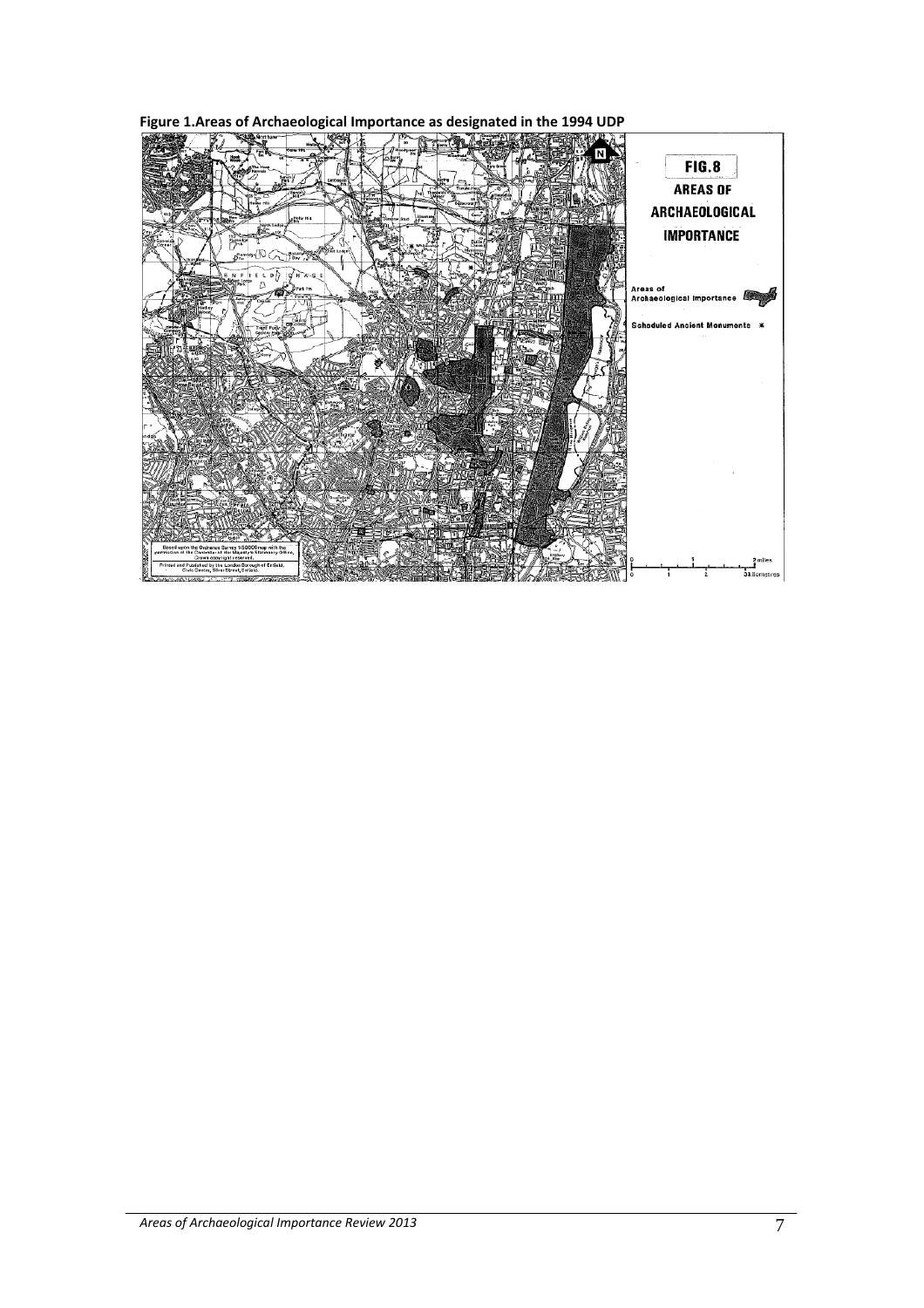**Figure 1.Areas of Archaeological Importance as designated in the 1994 UDP**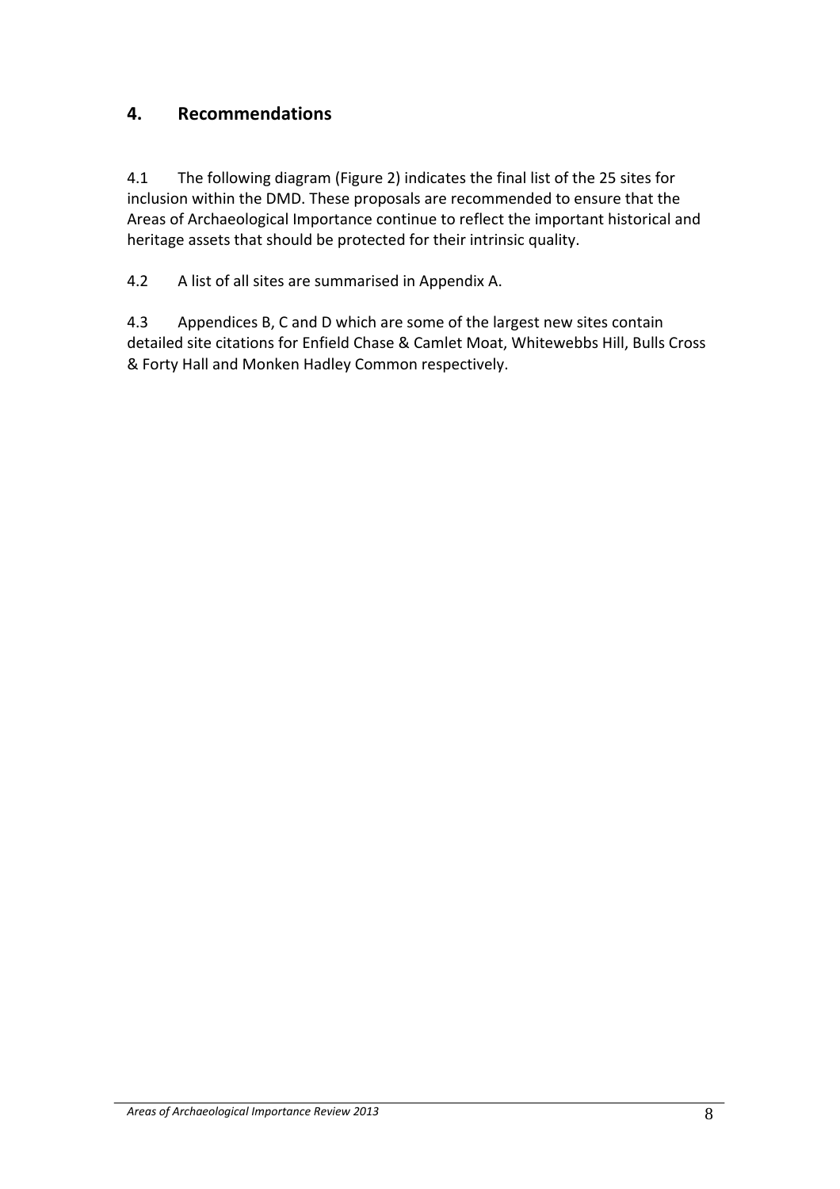## 4. Recommendations

4.1 The following diagram (Figure 2) indicates the final list of the 25 sites for inclusion within the DMD. These proposals are recommended to ensure that the Areas of Archaeological Importance continue to reflect the important historical and heritage assets that should be protected for their intrinsic quality.

4.2 A list of all sites are summarised in Appendix A.

4.3 Appendices B, C and D which are some of the largest new sites contain detailed site citations for Enfield Chase & Camlet Moat, Whitewebbs Hill, Bulls Cross & Forty Hall and Monken Hadley Common respectively.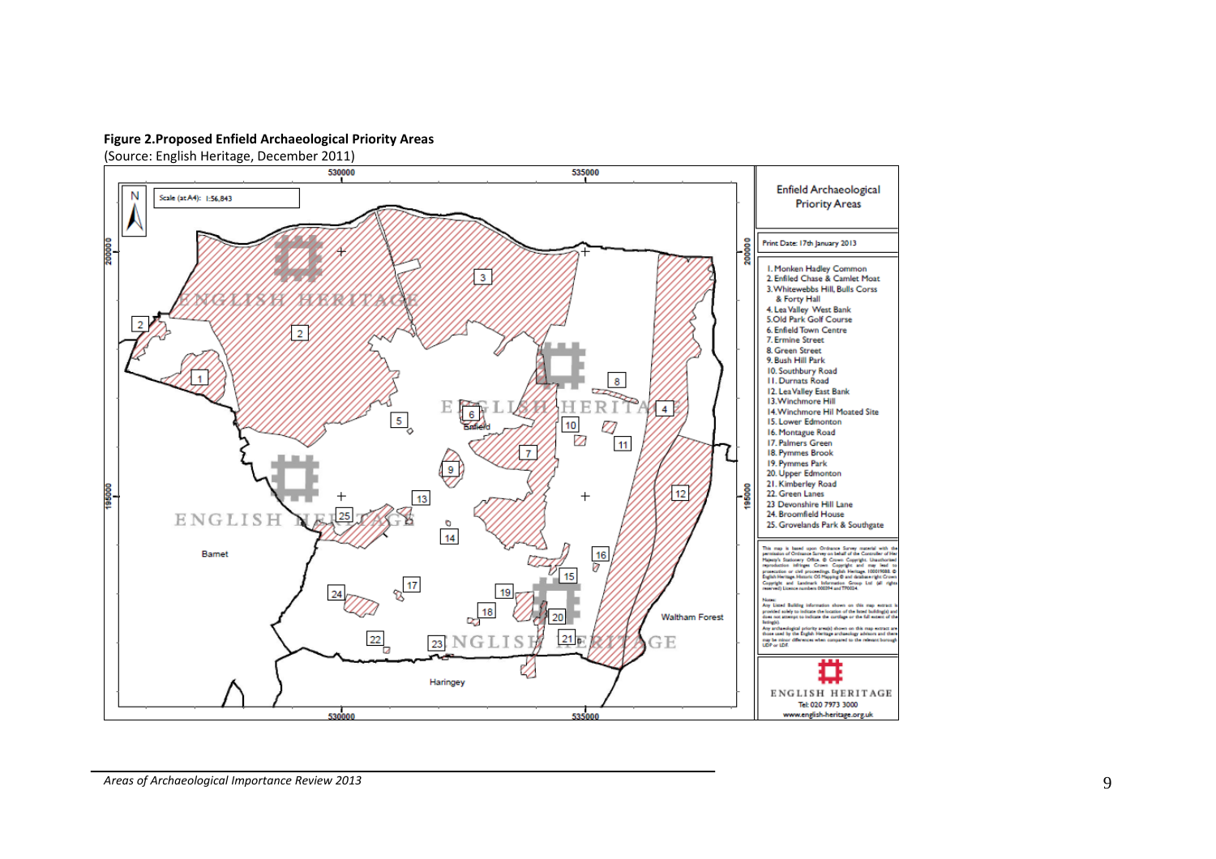**Figure 2.Proposed Enfield Archaeological Priority Areas**

(Source: English Heritage, December 2011)

Enfield Archaeological Priority Areas

Print Date: 17th January 2013

1. Monken Hadley Common
2. Enfiled Chase & Camlet Moat
3. Whitewebbs Hill, Bulls Corss & Forty Hall
4. Lea Valley West Bank
5. Old Park Golf Course
6. Enfield Town Centre
7. Ermine Street
8. Green Street
9. Bush Hill Park
10. Southbury Road
11. Durnats Road
12. Lea Valley East Bank
13. Winchmore Hill
14. Winchmore Hil Moated Site
15. Lower Edmonton
16. Montague Road
17. Palmers Green
18. Pymmes Brook
19. Pymmes Park
20. Upper Edmonton
21. Kimberley Road
22. Green Lanes
23. Devonshire Hill Lane
24. Broomfield House
25. Grovelands Park & Southgate

This map is based upon Ordnance Survey material with the permission of Ordnance Survey on behalf of the Controller of Her Majesty's Stationery Office. © Crown Copyright. Unauthorised reproduction infringes Crown Copyright and may lead to prosecution or civil proceedings. English Heritage. 100019088. © English Heritage Historic OS Mapping © and database right Crown Copyright and Landmark Information Group Ltd (all rights reserved) Licence numbers 000394 and TP0024.

Notes:
Any Listed Building information shown on this map extract is provided solely to indicate the location of the listed building(s) and does not attempt to indicate the curtilage or the full extent of the listing(s).
Any archaeological priority area(s) shown on this map extract are those used by the English Heritage archaeology advisors and there may be minor differences when compared to the relevant borough UDP or LDF.

ENGLISH HERITAGE
Tel: 020 7973 3000
www.english-heritage.org.uk

*Areas of Archaeological Importance Review 2013*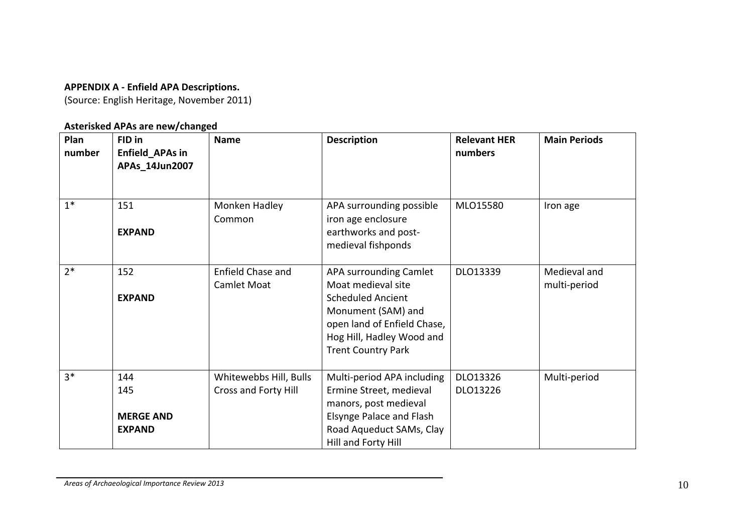**APPENDIX A - Enfield APA Descriptions.**
(Source: English Heritage, November 2011)

**Asterisked APAs are new/changed**

| Plan number | FID in Enfield_APAs in APAs_14Jun2007 | Name | Description | Relevant HER numbers | Main Periods |
|---|---|---|---|---|---|
| 1* | 151<br><br>**EXPAND** | Monken Hadley Common | APA surrounding possible iron age enclosure earthworks and post-medieval fishponds | MLO15580 | Iron age |
| 2* | 152<br><br>**EXPAND** | Enfield Chase and Camlet Moat | APA surrounding Camlet Moat medieval site Scheduled Ancient Monument (SAM) and open land of Enfield Chase, Hog Hill, Hadley Wood and Trent Country Park | DLO13339 | Medieval and multi-period |
| 3* | 144<br>145<br><br>**MERGE AND EXPAND** | Whitewebbs Hill, Bulls Cross and Forty Hill | Multi-period APA including Ermine Street, medieval manors, post medieval Elsynge Palace and Flash Road Aqueduct SAMs, Clay Hill and Forty Hill | DLO13326<br>DLO13226 | Multi-period |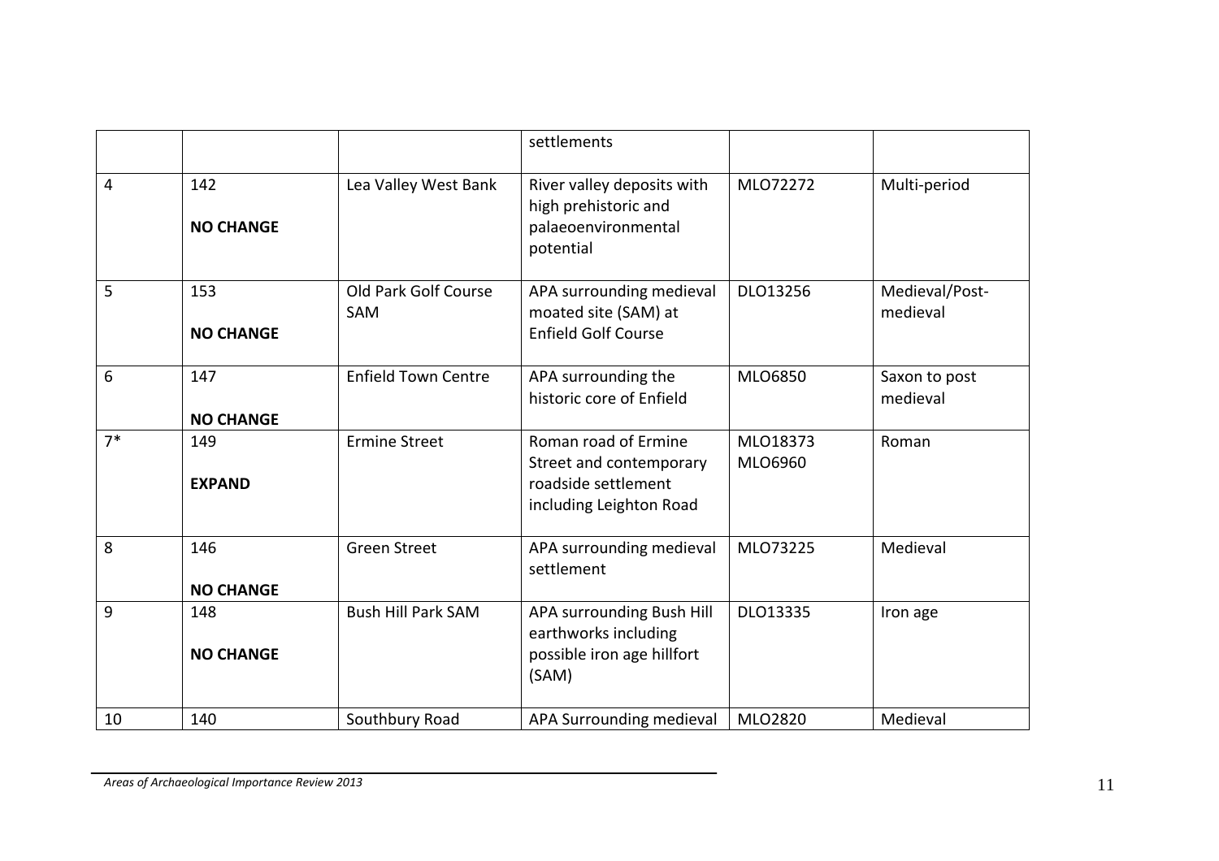| | | | settlements | | |
|---|---|---|---|---|---|
| 4 | 142<br><br>**NO CHANGE** | Lea Valley West Bank | River valley deposits with high prehistoric and palaeoenvironmental potential | MLO72272 | Multi-period |
| 5 | 153<br><br>**NO CHANGE** | Old Park Golf Course SAM | APA surrounding medieval moated site (SAM) at Enfield Golf Course | DLO13256 | Medieval/Post-medieval |
| 6 | 147<br><br>**NO CHANGE** | Enfield Town Centre | APA surrounding the historic core of Enfield | MLO6850 | Saxon to post medieval |
| 7* | 149<br><br>**EXPAND** | Ermine Street | Roman road of Ermine Street and contemporary roadside settlement including Leighton Road | MLO18373<br>MLO6960 | Roman |
| 8 | 146<br><br>**NO CHANGE** | Green Street | APA surrounding medieval settlement | MLO73225 | Medieval |
| 9 | 148<br><br>**NO CHANGE** | Bush Hill Park SAM | APA surrounding Bush Hill earthworks including possible iron age hillfort (SAM) | DLO13335 | Iron age |
| 10 | 140 | Southbury Road | APA Surrounding medieval | MLO2820 | Medieval |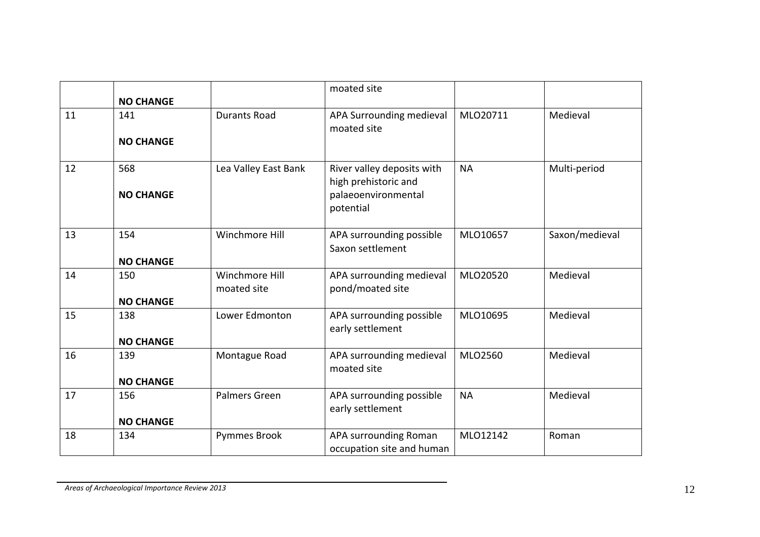| | | | | | |
|---|---|---|---|---|---|
| | **NO CHANGE** | | moated site | | |
| 11 | 141<br><br>**NO CHANGE** | Durants Road | APA Surrounding medieval moated site | MLO20711 | Medieval |
| 12 | 568<br><br>**NO CHANGE** | Lea Valley East Bank | River valley deposits with high prehistoric and palaeoenvironmental potential | NA | Multi-period |
| 13 | 154<br><br>**NO CHANGE** | Winchmore Hill | APA surrounding possible Saxon settlement | MLO10657 | Saxon/medieval |
| 14 | 150<br><br>**NO CHANGE** | Winchmore Hill moated site | APA surrounding medieval pond/moated site | MLO20520 | Medieval |
| 15 | 138<br><br>**NO CHANGE** | Lower Edmonton | APA surrounding possible early settlement | MLO10695 | Medieval |
| 16 | 139<br><br>**NO CHANGE** | Montague Road | APA surrounding medieval moated site | MLO2560 | Medieval |
| 17 | 156<br><br>**NO CHANGE** | Palmers Green | APA surrounding possible early settlement | NA | Medieval |
| 18 | 134 | Pymmes Brook | APA surrounding Roman occupation site and human | MLO12142 | Roman |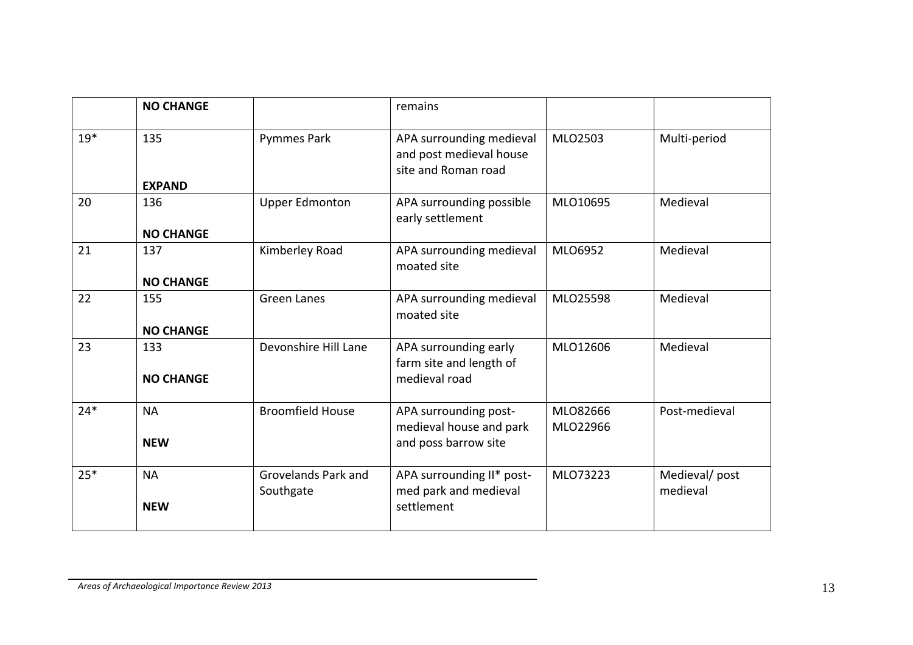| | | | | | |
|---|---|---|---|---|---|
| | **NO CHANGE** | | remains | | |
| 19* | 135<br><br>**EXPAND** | Pymmes Park | APA surrounding medieval and post medieval house site and Roman road | MLO2503 | Multi-period |
| 20 | 136<br><br>**NO CHANGE** | Upper Edmonton | APA surrounding possible early settlement | MLO10695 | Medieval |
| 21 | 137<br><br>**NO CHANGE** | Kimberley Road | APA surrounding medieval moated site | MLO6952 | Medieval |
| 22 | 155<br><br>**NO CHANGE** | Green Lanes | APA surrounding medieval moated site | MLO25598 | Medieval |
| 23 | 133<br><br>**NO CHANGE** | Devonshire Hill Lane | APA surrounding early farm site and length of medieval road | MLO12606 | Medieval |
| 24* | NA<br><br>**NEW** | Broomfield House | APA surrounding post-medieval house and park and poss barrow site | MLO82666<br>MLO22966 | Post-medieval |
| 25* | NA<br><br>**NEW** | Grovelands Park and Southgate | APA surrounding II* post-med park and medieval settlement | MLO73223 | Medieval/ post medieval |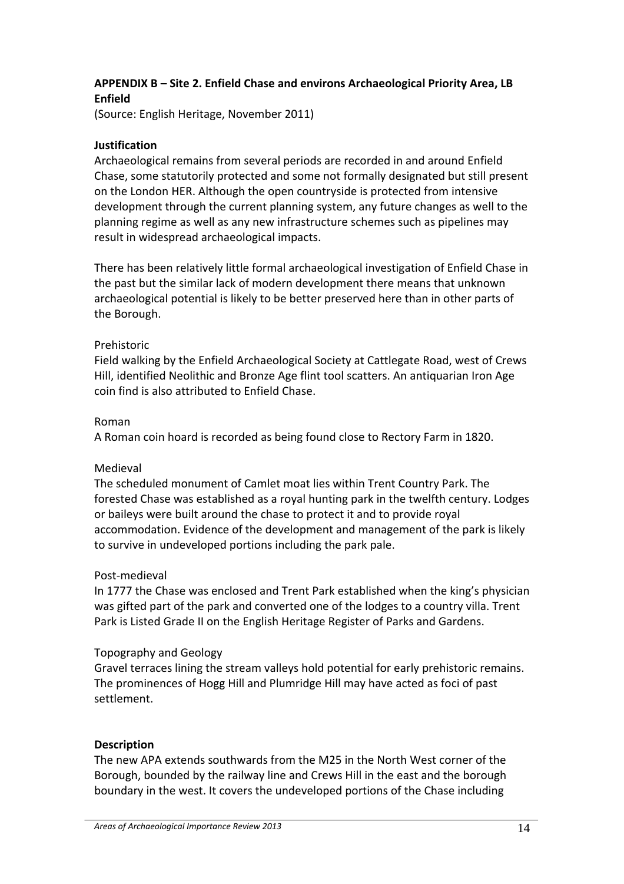**APPENDIX B – Site 2. Enfield Chase and environs Archaeological Priority Area, LB Enfield**

(Source: English Heritage, November 2011)

**Justification**

Archaeological remains from several periods are recorded in and around Enfield Chase, some statutorily protected and some not formally designated but still present on the London HER. Although the open countryside is protected from intensive development through the current planning system, any future changes as well to the planning regime as well as any new infrastructure schemes such as pipelines may result in widespread archaeological impacts.

There has been relatively little formal archaeological investigation of Enfield Chase in the past but the similar lack of modern development there means that unknown archaeological potential is likely to be better preserved here than in other parts of the Borough.

Prehistoric

Field walking by the Enfield Archaeological Society at Cattlegate Road, west of Crews Hill, identified Neolithic and Bronze Age flint tool scatters. An antiquarian Iron Age coin find is also attributed to Enfield Chase.

Roman

A Roman coin hoard is recorded as being found close to Rectory Farm in 1820.

Medieval

The scheduled monument of Camlet moat lies within Trent Country Park. The forested Chase was established as a royal hunting park in the twelfth century. Lodges or baileys were built around the chase to protect it and to provide royal accommodation. Evidence of the development and management of the park is likely to survive in undeveloped portions including the park pale.

Post-medieval

In 1777 the Chase was enclosed and Trent Park established when the king's physician was gifted part of the park and converted one of the lodges to a country villa. Trent Park is Listed Grade II on the English Heritage Register of Parks and Gardens.

Topography and Geology

Gravel terraces lining the stream valleys hold potential for early prehistoric remains. The prominences of Hogg Hill and Plumridge Hill may have acted as foci of past settlement.

**Description**

The new APA extends southwards from the M25 in the North West corner of the Borough, bounded by the railway line and Crews Hill in the east and the borough boundary in the west. It covers the undeveloped portions of the Chase including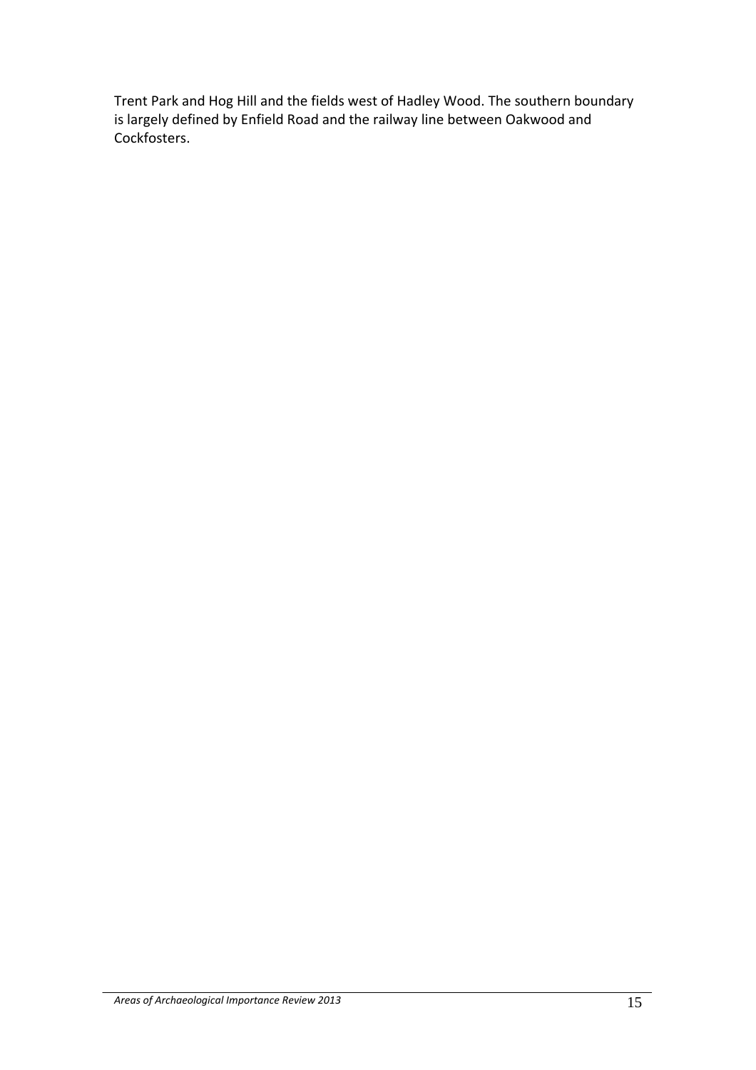Trent Park and Hog Hill and the fields west of Hadley Wood. The southern boundary is largely defined by Enfield Road and the railway line between Oakwood and Cockfosters.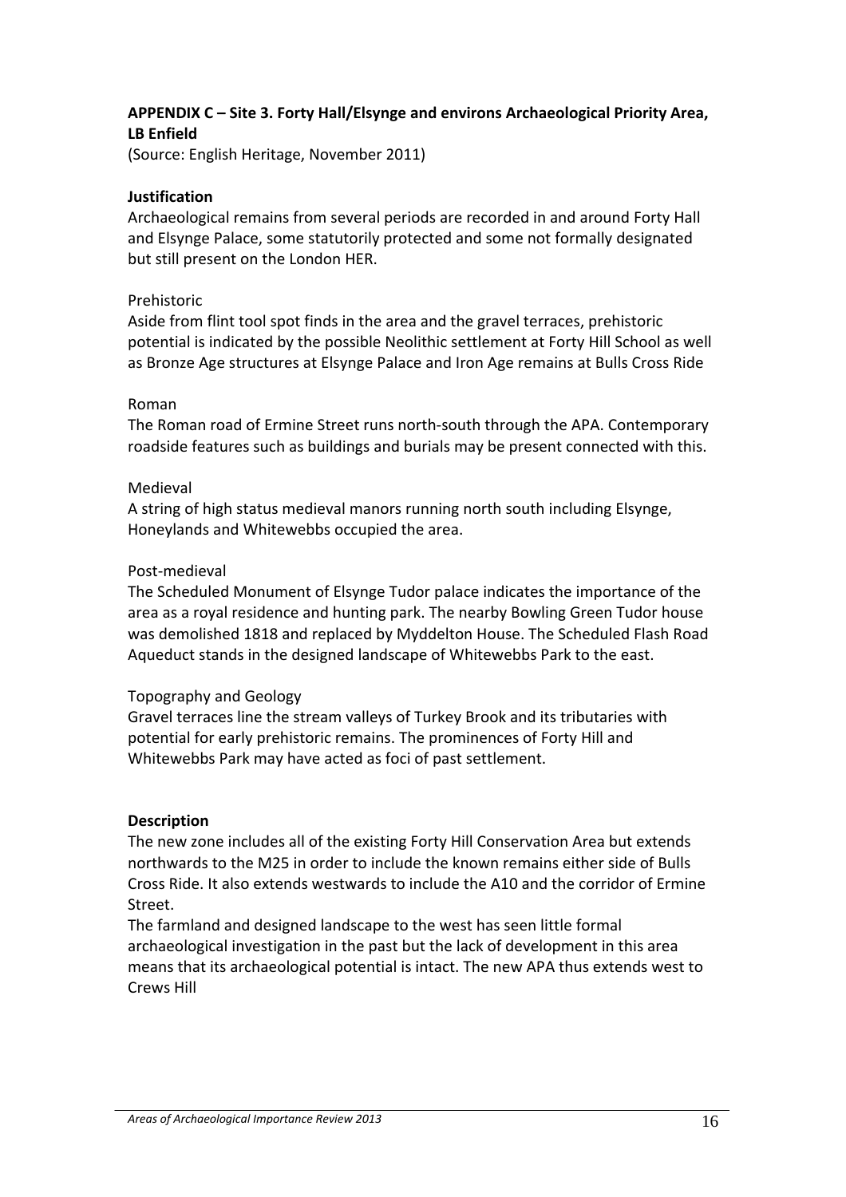## APPENDIX C – Site 3. Forty Hall/Elsynge and environs Archaeological Priority Area, LB Enfield

(Source: English Heritage, November 2011)

**Justification**

Archaeological remains from several periods are recorded in and around Forty Hall and Elsynge Palace, some statutorily protected and some not formally designated but still present on the London HER.

Prehistoric

Aside from flint tool spot finds in the area and the gravel terraces, prehistoric potential is indicated by the possible Neolithic settlement at Forty Hill School as well as Bronze Age structures at Elsynge Palace and Iron Age remains at Bulls Cross Ride

Roman

The Roman road of Ermine Street runs north-south through the APA. Contemporary roadside features such as buildings and burials may be present connected with this.

Medieval

A string of high status medieval manors running north south including Elsynge, Honeylands and Whitewebbs occupied the area.

Post-medieval

The Scheduled Monument of Elsynge Tudor palace indicates the importance of the area as a royal residence and hunting park. The nearby Bowling Green Tudor house was demolished 1818 and replaced by Myddelton House. The Scheduled Flash Road Aqueduct stands in the designed landscape of Whitewebbs Park to the east.

Topography and Geology

Gravel terraces line the stream valleys of Turkey Brook and its tributaries with potential for early prehistoric remains. The prominences of Forty Hill and Whitewebbs Park may have acted as foci of past settlement.

**Description**

The new zone includes all of the existing Forty Hill Conservation Area but extends northwards to the M25 in order to include the known remains either side of Bulls Cross Ride. It also extends westwards to include the A10 and the corridor of Ermine Street.

The farmland and designed landscape to the west has seen little formal archaeological investigation in the past but the lack of development in this area means that its archaeological potential is intact. The new APA thus extends west to Crews Hill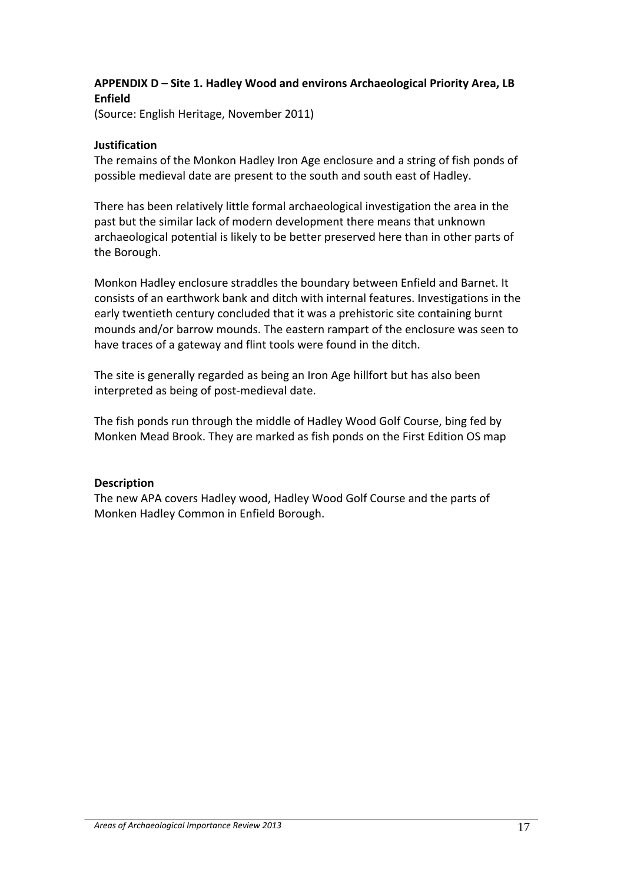## APPENDIX D – Site 1. Hadley Wood and environs Archaeological Priority Area, LB Enfield

(Source: English Heritage, November 2011)

**Justification**

The remains of the Monkon Hadley Iron Age enclosure and a string of fish ponds of possible medieval date are present to the south and south east of Hadley.

There has been relatively little formal archaeological investigation the area in the past but the similar lack of modern development there means that unknown archaeological potential is likely to be better preserved here than in other parts of the Borough.

Monkon Hadley enclosure straddles the boundary between Enfield and Barnet. It consists of an earthwork bank and ditch with internal features. Investigations in the early twentieth century concluded that it was a prehistoric site containing burnt mounds and/or barrow mounds. The eastern rampart of the enclosure was seen to have traces of a gateway and flint tools were found in the ditch.

The site is generally regarded as being an Iron Age hillfort but has also been interpreted as being of post-medieval date.

The fish ponds run through the middle of Hadley Wood Golf Course, bing fed by Monken Mead Brook. They are marked as fish ponds on the First Edition OS map

**Description**

The new APA covers Hadley wood, Hadley Wood Golf Course and the parts of Monken Hadley Common in Enfield Borough.